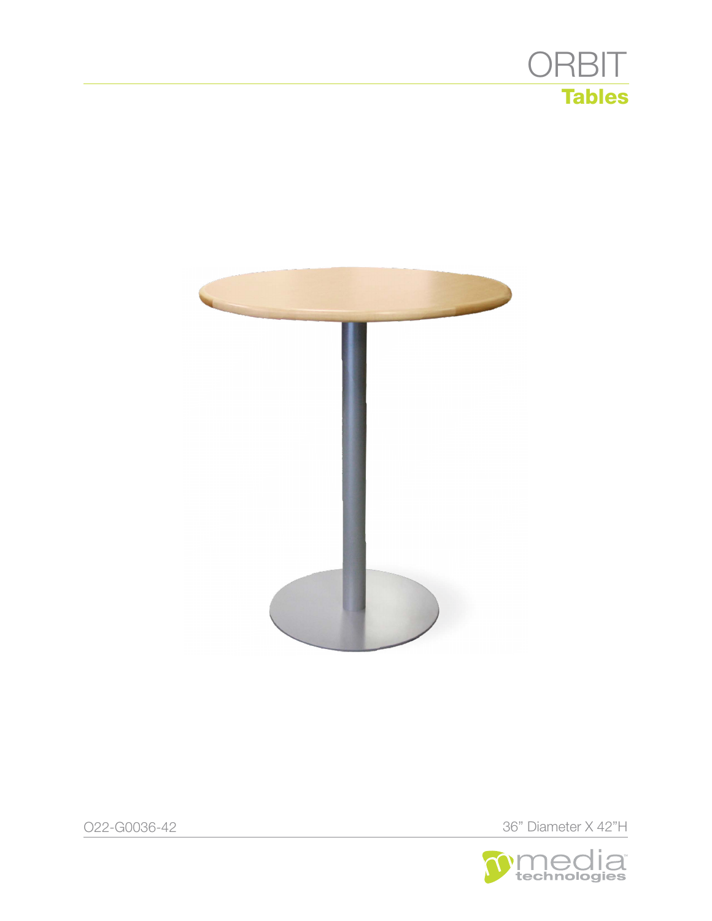# ORBIT

## Tables

O22-G0036-42

36” Diameter X 42”H

media technologies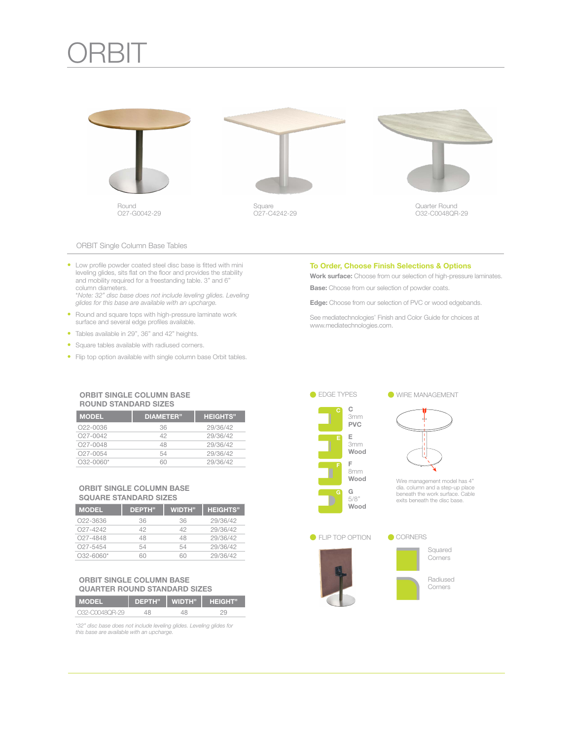# ORBIT

Round
O27-G0042-29

Square
O27-C4242-29

Quarter Round
O32-C0048QR-29

## ORBIT Single Column Base Tables

- Low profile powder coated steel disc base is fitted with mini leveling glides, sits flat on the floor and provides the stability and mobility required for a freestanding table. 3" and 6" column diameters.
  *Note: 32" disc base does not include leveling glides. Leveling glides for this base are available with an upcharge.*
- Round and square tops with high-pressure laminate work surface and several edge profiles available.
- Tables available in 29", 36" and 42" heights.
- Square tables available with radiused corners.
- Flip top option available with single column base Orbit tables.

### To Order, Choose Finish Selections & Options

**Work surface:** Choose from our selection of high-pressure laminates.

**Base:** Choose from our selection of powder coats.

**Edge:** Choose from our selection of PVC or wood edgebands.

See mediatechnologies' Finish and Color Guide for choices at www.mediatechnologies.com.

### ORBIT SINGLE COLUMN BASE ROUND STANDARD SIZES

| MODEL | DIAMETER" | HEIGHTS" |
|---|---|---|
| O22-0036 | 36 | 29/36/42 |
| O27-0042 | 42 | 29/36/42 |
| O27-0048 | 48 | 29/36/42 |
| O27-0054 | 54 | 29/36/42 |
| O32-0060* | 60 | 29/36/42 |

### ORBIT SINGLE COLUMN BASE SQUARE STANDARD SIZES

| MODEL | DEPTH" | WIDTH" | HEIGHTS" |
|---|---|---|---|
| O22-3636 | 36 | 36 | 29/36/42 |
| O27-4242 | 42 | 42 | 29/36/42 |
| O27-4848 | 48 | 48 | 29/36/42 |
| O27-5454 | 54 | 54 | 29/36/42 |
| O32-6060* | 60 | 60 | 29/36/42 |

### ORBIT SINGLE COLUMN BASE QUARTER ROUND STANDARD SIZES

| MODEL | DEPTH" | WIDTH" | HEIGHT" |
|---|---|---|---|
| O32-C0048QR-29 | 48 | 48 | 29 |

*\*32" disc base does not include leveling glides. Leveling glides for this base are available with an upcharge.*

### EDGE TYPES

- C — 3mm **PVC**
- E — 3mm **Wood**
- F — 8mm **Wood**
- G — 5/8" **Wood**

### WIRE MANAGEMENT

Wire management model has 4" dia. column and a step-up place beneath the work surface. Cable exits beneath the disc base.

### FLIP TOP OPTION

### CORNERS

- Squared Corners
- Radiused Corners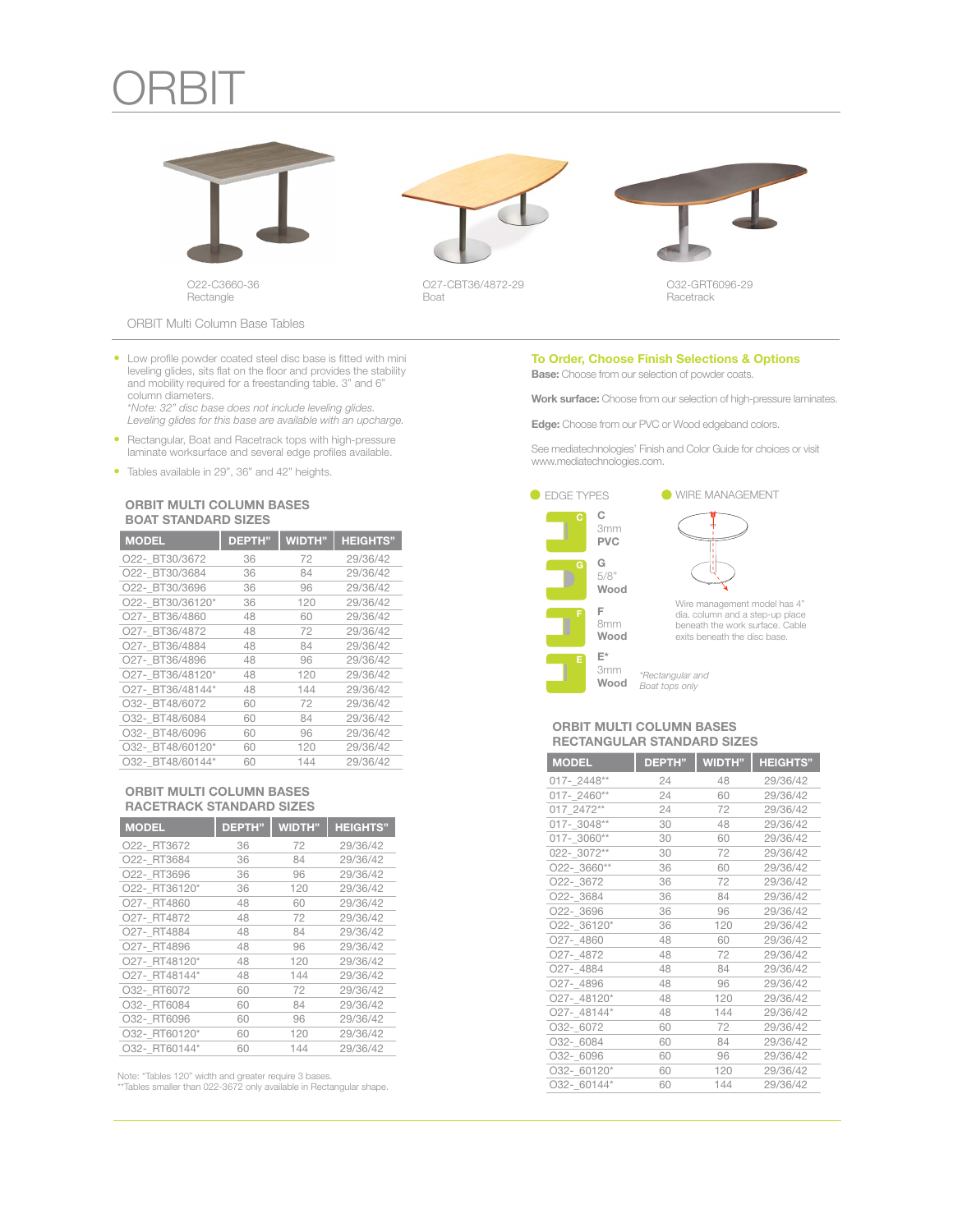# ORBIT

O22-C3660-36
Rectangle

O27-CBT36/4872-29
Boat

O32-GRT6096-29
Racetrack

ORBIT Multi Column Base Tables

- Low profile powder coated steel disc base is fitted with mini leveling glides, sits flat on the floor and provides the stability and mobility required for a freestanding table. 3" and 6" column diameters.
  *\*Note: 32" disc base does not include leveling glides. Leveling glides for this base are available with an upcharge.*
- Rectangular, Boat and Racetrack tops with high-pressure laminate worksurface and several edge profiles available.
- Tables available in 29", 36" and 42" heights.

### ORBIT MULTI COLUMN BASES BOAT STANDARD SIZES

| MODEL | DEPTH" | WIDTH" | HEIGHTS" |
|---|---|---|---|
| O22-_BT30/3672 | 36 | 72 | 29/36/42 |
| O22-_BT30/3684 | 36 | 84 | 29/36/42 |
| O22-_BT30/3696 | 36 | 96 | 29/36/42 |
| O22-_BT30/36120* | 36 | 120 | 29/36/42 |
| O27-_BT36/4860 | 48 | 60 | 29/36/42 |
| O27-_BT36/4872 | 48 | 72 | 29/36/42 |
| O27-_BT36/4884 | 48 | 84 | 29/36/42 |
| O27-_BT36/4896 | 48 | 96 | 29/36/42 |
| O27-_BT36/48120* | 48 | 120 | 29/36/42 |
| O27-_BT36/48144* | 48 | 144 | 29/36/42 |
| O32-_BT48/6072 | 60 | 72 | 29/36/42 |
| O32-_BT48/6084 | 60 | 84 | 29/36/42 |
| O32-_BT48/6096 | 60 | 96 | 29/36/42 |
| O32-_BT48/60120* | 60 | 120 | 29/36/42 |
| O32-_BT48/60144* | 60 | 144 | 29/36/42 |

### ORBIT MULTI COLUMN BASES RACETRACK STANDARD SIZES

| MODEL | DEPTH" | WIDTH" | HEIGHTS" |
|---|---|---|---|
| O22-_RT3672 | 36 | 72 | 29/36/42 |
| O22-_RT3684 | 36 | 84 | 29/36/42 |
| O22-_RT3696 | 36 | 96 | 29/36/42 |
| O22-_RT36120* | 36 | 120 | 29/36/42 |
| O27-_RT4860 | 48 | 60 | 29/36/42 |
| O27-_RT4872 | 48 | 72 | 29/36/42 |
| O27-_RT4884 | 48 | 84 | 29/36/42 |
| O27-_RT4896 | 48 | 96 | 29/36/42 |
| O27-_RT48120* | 48 | 120 | 29/36/42 |
| O27-_RT48144* | 48 | 144 | 29/36/42 |
| O32-_RT6072 | 60 | 72 | 29/36/42 |
| O32-_RT6084 | 60 | 84 | 29/36/42 |
| O32-_RT6096 | 60 | 96 | 29/36/42 |
| O32-_RT60120* | 60 | 120 | 29/36/42 |
| O32-_RT60144* | 60 | 144 | 29/36/42 |

Note: *Tables 120" width and greater require 3 bases.
**Tables smaller than 022-3672 only available in Rectangular shape.

### To Order, Choose Finish Selections & Options

**Base:** Choose from our selection of powder coats.

**Work surface:** Choose from our selection of high-pressure laminates.

**Edge:** Choose from our PVC or Wood edgeband colors.

See mediatechnologies' Finish and Color Guide for choices or visit www.mediatechnologies.com.

**EDGE TYPES**

- C — 3mm **PVC**
- G — 5/8" **Wood**
- F — 8mm **Wood**
- E* — 3mm **Wood**

*\*Rectangular and Boat tops only*

**WIRE MANAGEMENT**

Wire management model has 4" dia. column and a step-up place beneath the work surface. Cable exits beneath the disc base.

### ORBIT MULTI COLUMN BASES RECTANGULAR STANDARD SIZES

| MODEL | DEPTH" | WIDTH" | HEIGHTS" |
|---|---|---|---|
| 017-_2448** | 24 | 48 | 29/36/42 |
| 017-_2460** | 24 | 60 | 29/36/42 |
| 017_2472** | 24 | 72 | 29/36/42 |
| 017-_3048** | 30 | 48 | 29/36/42 |
| 017-_3060** | 30 | 60 | 29/36/42 |
| 022-_3072** | 30 | 72 | 29/36/42 |
| O22-_3660** | 36 | 60 | 29/36/42 |
| O22-_3672 | 36 | 72 | 29/36/42 |
| O22-_3684 | 36 | 84 | 29/36/42 |
| O22-_3696 | 36 | 96 | 29/36/42 |
| O22-_36120* | 36 | 120 | 29/36/42 |
| O27-_4860 | 48 | 60 | 29/36/42 |
| O27-_4872 | 48 | 72 | 29/36/42 |
| O27-_4884 | 48 | 84 | 29/36/42 |
| O27-_4896 | 48 | 96 | 29/36/42 |
| O27-_48120* | 48 | 120 | 29/36/42 |
| O27-_48144* | 48 | 144 | 29/36/42 |
| O32-_6072 | 60 | 72 | 29/36/42 |
| O32-_6084 | 60 | 84 | 29/36/42 |
| O32-_6096 | 60 | 96 | 29/36/42 |
| O32-_60120* | 60 | 120 | 29/36/42 |
| O32-_60144* | 60 | 144 | 29/36/42 |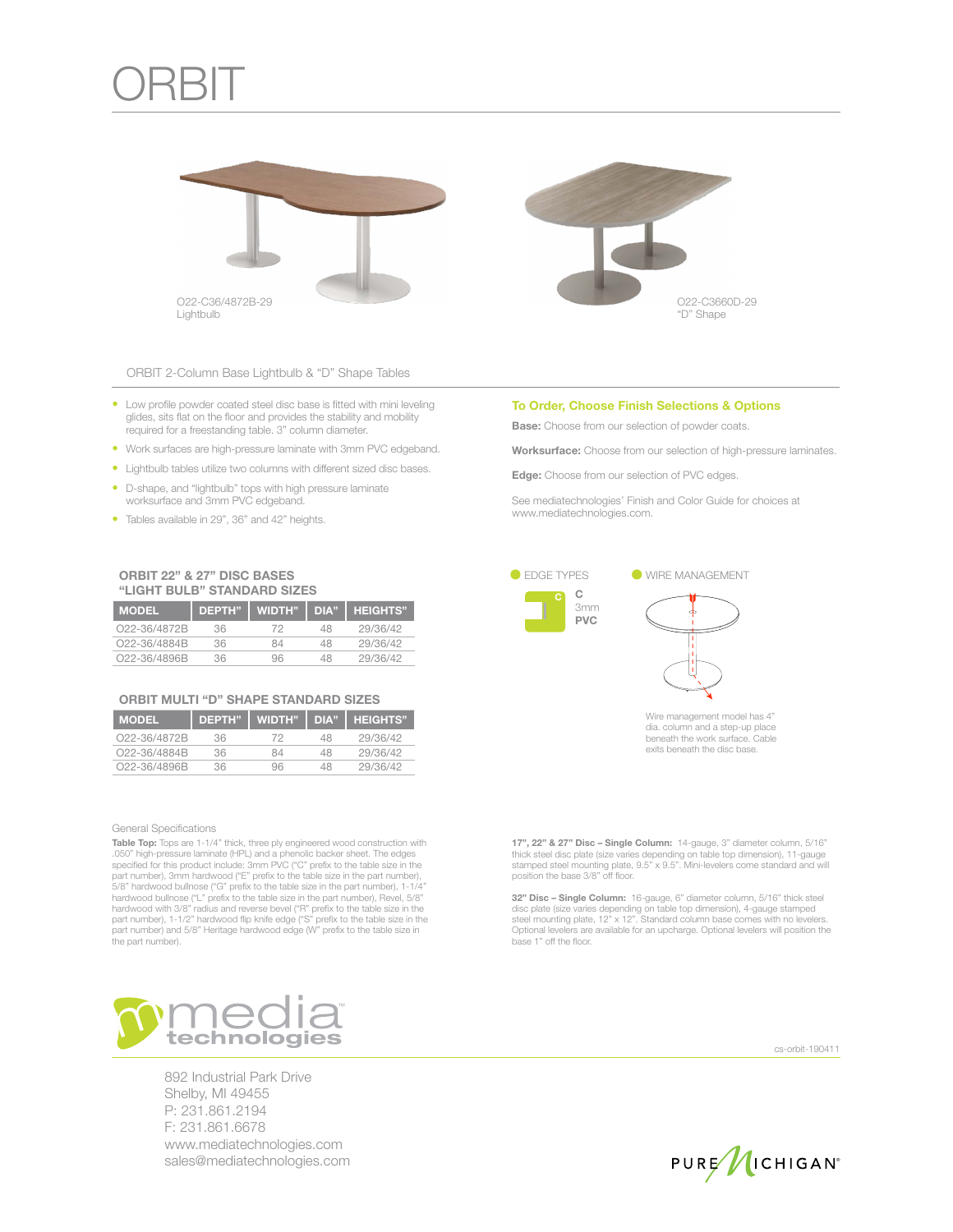# ORBIT

O22-C36/4872B-29
Lightbulb

O22-C3660D-29
"D" Shape

ORBIT 2-Column Base Lightbulb & "D" Shape Tables

- Low profile powder coated steel disc base is fitted with mini leveling glides, sits flat on the floor and provides the stability and mobility required for a freestanding table. 3" column diameter.
- Work surfaces are high-pressure laminate with 3mm PVC edgeband.
- Lightbulb tables utilize two columns with different sized disc bases.
- D-shape, and "lightbulb" tops with high pressure laminate worksurface and 3mm PVC edgeband.
- Tables available in 29", 36" and 42" heights.

### ORBIT 22" & 27" DISC BASES "LIGHT BULB" STANDARD SIZES

| MODEL | DEPTH" | WIDTH" | DIA" | HEIGHTS" |
|---|---|---|---|---|
| O22-36/4872B | 36 | 72 | 48 | 29/36/42 |
| O22-36/4884B | 36 | 84 | 48 | 29/36/42 |
| O22-36/4896B | 36 | 96 | 48 | 29/36/42 |

### ORBIT MULTI "D" SHAPE STANDARD SIZES

| MODEL | DEPTH" | WIDTH" | DIA" | HEIGHTS" |
|---|---|---|---|---|
| O22-36/4872B | 36 | 72 | 48 | 29/36/42 |
| O22-36/4884B | 36 | 84 | 48 | 29/36/42 |
| O22-36/4896B | 36 | 96 | 48 | 29/36/42 |

### To Order, Choose Finish Selections & Options

**Base:** Choose from our selection of powder coats.

**Worksurface:** Choose from our selection of high-pressure laminates.

**Edge:** Choose from our selection of PVC edges.

See mediatechnologies' Finish and Color Guide for choices at www.mediatechnologies.com.

EDGE TYPES

C
3mm
**PVC**

WIRE MANAGEMENT

Wire management model has 4" dia. column and a step-up place beneath the work surface. Cable exits beneath the disc base.

General Specifications

**Table Top:** Tops are 1-1/4" thick, three ply engineered wood construction with .050" high-pressure laminate (HPL) and a phenolic backer sheet. The edges specified for this product include: 3mm PVC ("C" prefix to the table size in the part number), 3mm hardwood ("E" prefix to the table size in the part number), 5/8" hardwood bullnose ("G" prefix to the table size in the part number), 1-1/4" hardwood bullnose ("L" prefix to the table size in the part number), Revel, 5/8" hardwood with 3/8" radius and reverse bevel ("R" prefix to the table size in the part number), 1-1/2" hardwood flip knife edge ("S" prefix to the table size in the part number) and 5/8" Heritage hardwood edge (W" prefix to the table size in the part number).

**17", 22" & 27" Disc – Single Column:** 14-gauge, 3" diameter column, 5/16" thick steel disc plate (size varies depending on table top dimension), 11-gauge stamped steel mounting plate, 9.5" x 9.5". Mini-levelers come standard and will position the base 3/8" off floor.

**32" Disc – Single Column:** 16-gauge, 6" diameter column, 5/16" thick steel disc plate (size varies depending on table top dimension), 4-gauge stamped steel mounting plate, 12" x 12". Standard column base comes with no levelers. Optional levelers are available for an upcharge. Optional levelers will position the base 1" off the floor.

media technologies

cs-orbit-190411

892 Industrial Park Drive
Shelby, MI 49455
P: 231.861.2194
F: 231.861.6678
www.mediatechnologies.com
sales@mediatechnologies.com

PURE MICHIGAN